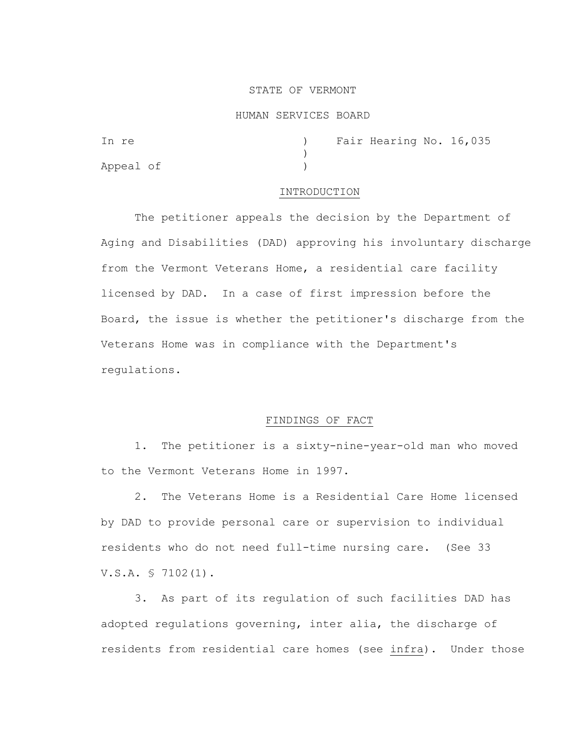STATE OF VERMONT

HUMAN SERVICES BOARD

In re ) Fair Hearing No. 16,035
 )
Appeal of )

## INTRODUCTION

The petitioner appeals the decision by the Department of Aging and Disabilities (DAD) approving his involuntary discharge from the Vermont Veterans Home, a residential care facility licensed by DAD. In a case of first impression before the Board, the issue is whether the petitioner's discharge from the Veterans Home was in compliance with the Department's regulations.

## FINDINGS OF FACT

1. The petitioner is a sixty-nine-year-old man who moved to the Vermont Veterans Home in 1997.

2. The Veterans Home is a Residential Care Home licensed by DAD to provide personal care or supervision to individual residents who do not need full-time nursing care. (See 33 V.S.A. § 7102(1).

3. As part of its regulation of such facilities DAD has adopted regulations governing, inter alia, the discharge of residents from residential care homes (see infra). Under those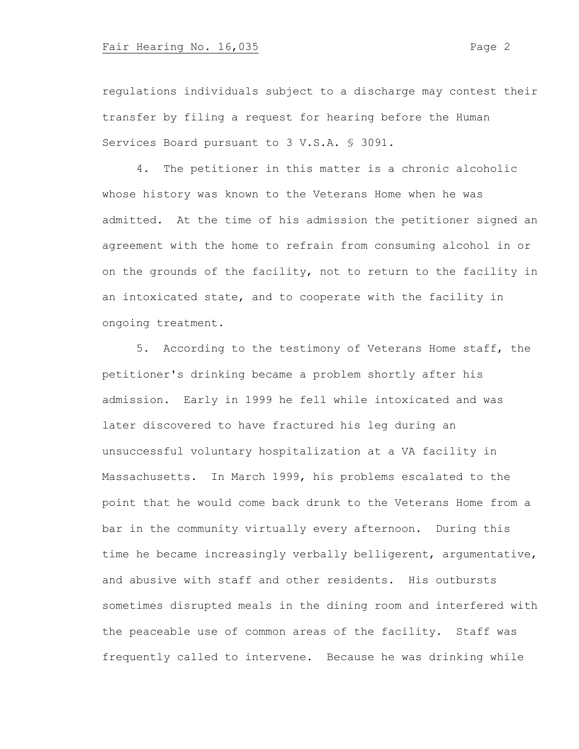regulations individuals subject to a discharge may contest their transfer by filing a request for hearing before the Human Services Board pursuant to 3 V.S.A. § 3091.

4. The petitioner in this matter is a chronic alcoholic whose history was known to the Veterans Home when he was admitted. At the time of his admission the petitioner signed an agreement with the home to refrain from consuming alcohol in or on the grounds of the facility, not to return to the facility in an intoxicated state, and to cooperate with the facility in ongoing treatment.

5. According to the testimony of Veterans Home staff, the petitioner's drinking became a problem shortly after his admission. Early in 1999 he fell while intoxicated and was later discovered to have fractured his leg during an unsuccessful voluntary hospitalization at a VA facility in Massachusetts. In March 1999, his problems escalated to the point that he would come back drunk to the Veterans Home from a bar in the community virtually every afternoon. During this time he became increasingly verbally belligerent, argumentative, and abusive with staff and other residents. His outbursts sometimes disrupted meals in the dining room and interfered with the peaceable use of common areas of the facility. Staff was frequently called to intervene. Because he was drinking while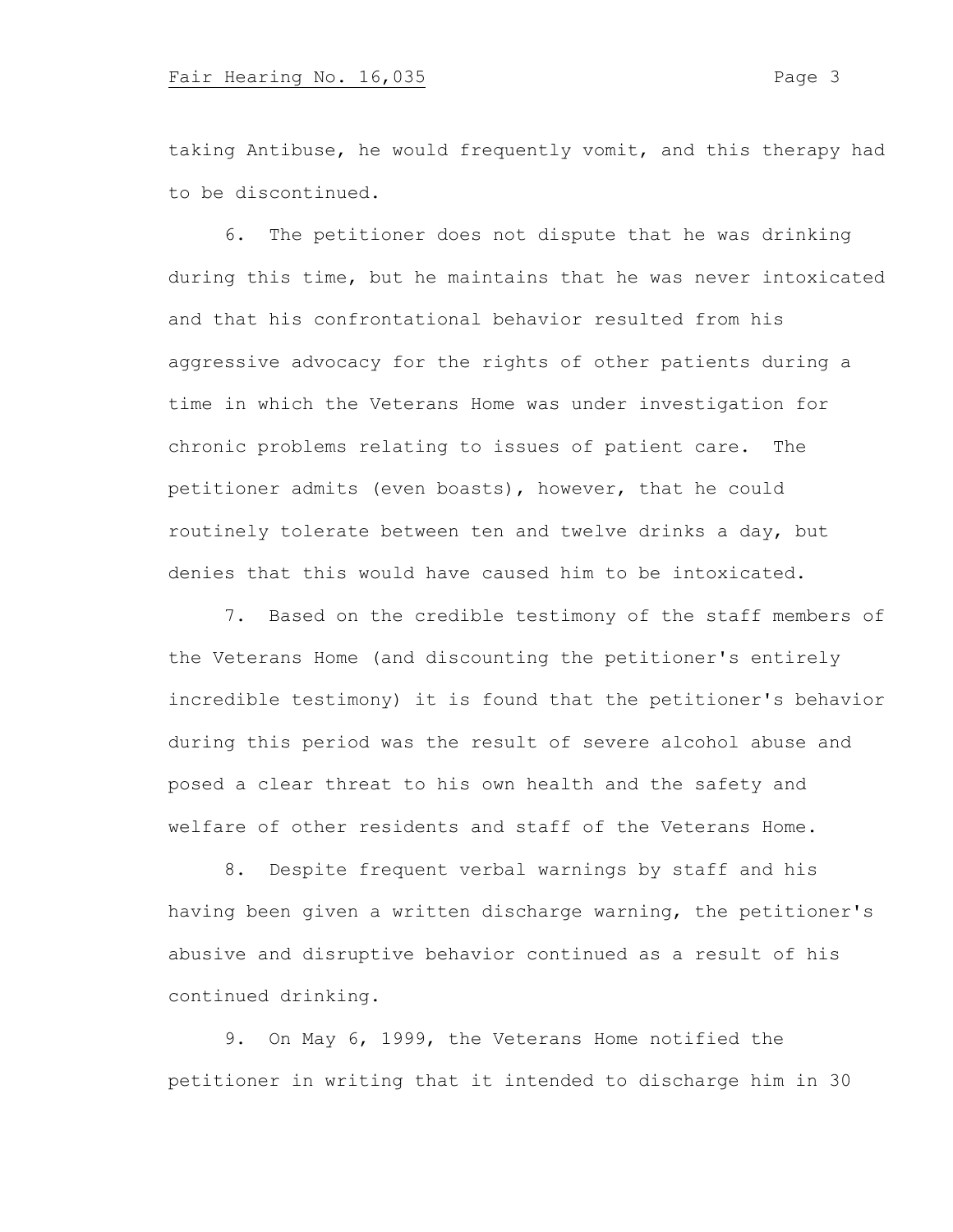taking Antibuse, he would frequently vomit, and this therapy had to be discontinued.

6. The petitioner does not dispute that he was drinking during this time, but he maintains that he was never intoxicated and that his confrontational behavior resulted from his aggressive advocacy for the rights of other patients during a time in which the Veterans Home was under investigation for chronic problems relating to issues of patient care. The petitioner admits (even boasts), however, that he could routinely tolerate between ten and twelve drinks a day, but denies that this would have caused him to be intoxicated.

7. Based on the credible testimony of the staff members of the Veterans Home (and discounting the petitioner's entirely incredible testimony) it is found that the petitioner's behavior during this period was the result of severe alcohol abuse and posed a clear threat to his own health and the safety and welfare of other residents and staff of the Veterans Home.

8. Despite frequent verbal warnings by staff and his having been given a written discharge warning, the petitioner's abusive and disruptive behavior continued as a result of his continued drinking.

9. On May 6, 1999, the Veterans Home notified the petitioner in writing that it intended to discharge him in 30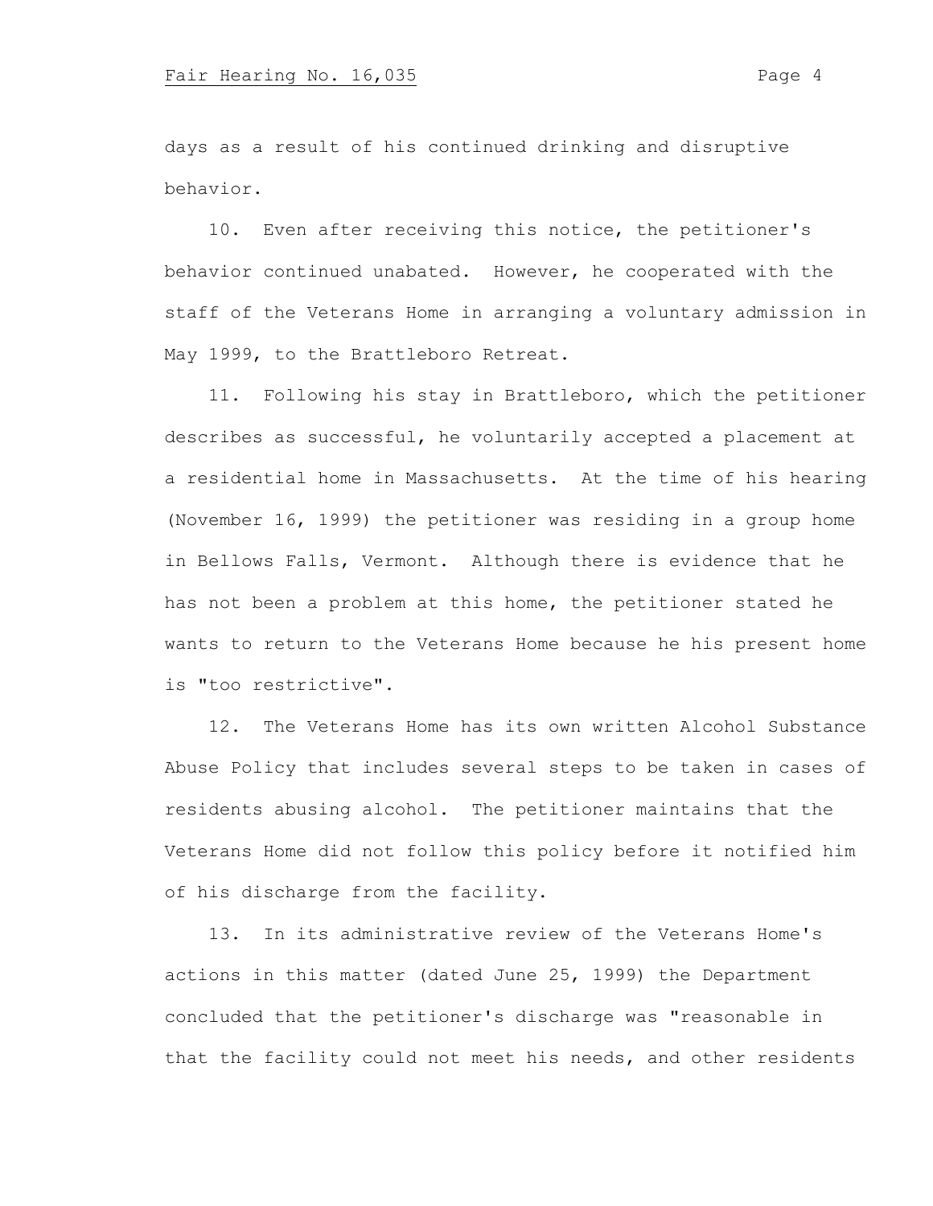days as a result of his continued drinking and disruptive behavior.

10. Even after receiving this notice, the petitioner's behavior continued unabated. However, he cooperated with the staff of the Veterans Home in arranging a voluntary admission in May 1999, to the Brattleboro Retreat.

11. Following his stay in Brattleboro, which the petitioner describes as successful, he voluntarily accepted a placement at a residential home in Massachusetts. At the time of his hearing (November 16, 1999) the petitioner was residing in a group home in Bellows Falls, Vermont. Although there is evidence that he has not been a problem at this home, the petitioner stated he wants to return to the Veterans Home because he his present home is "too restrictive".

12. The Veterans Home has its own written Alcohol Substance Abuse Policy that includes several steps to be taken in cases of residents abusing alcohol. The petitioner maintains that the Veterans Home did not follow this policy before it notified him of his discharge from the facility.

13. In its administrative review of the Veterans Home's actions in this matter (dated June 25, 1999) the Department concluded that the petitioner's discharge was "reasonable in that the facility could not meet his needs, and other residents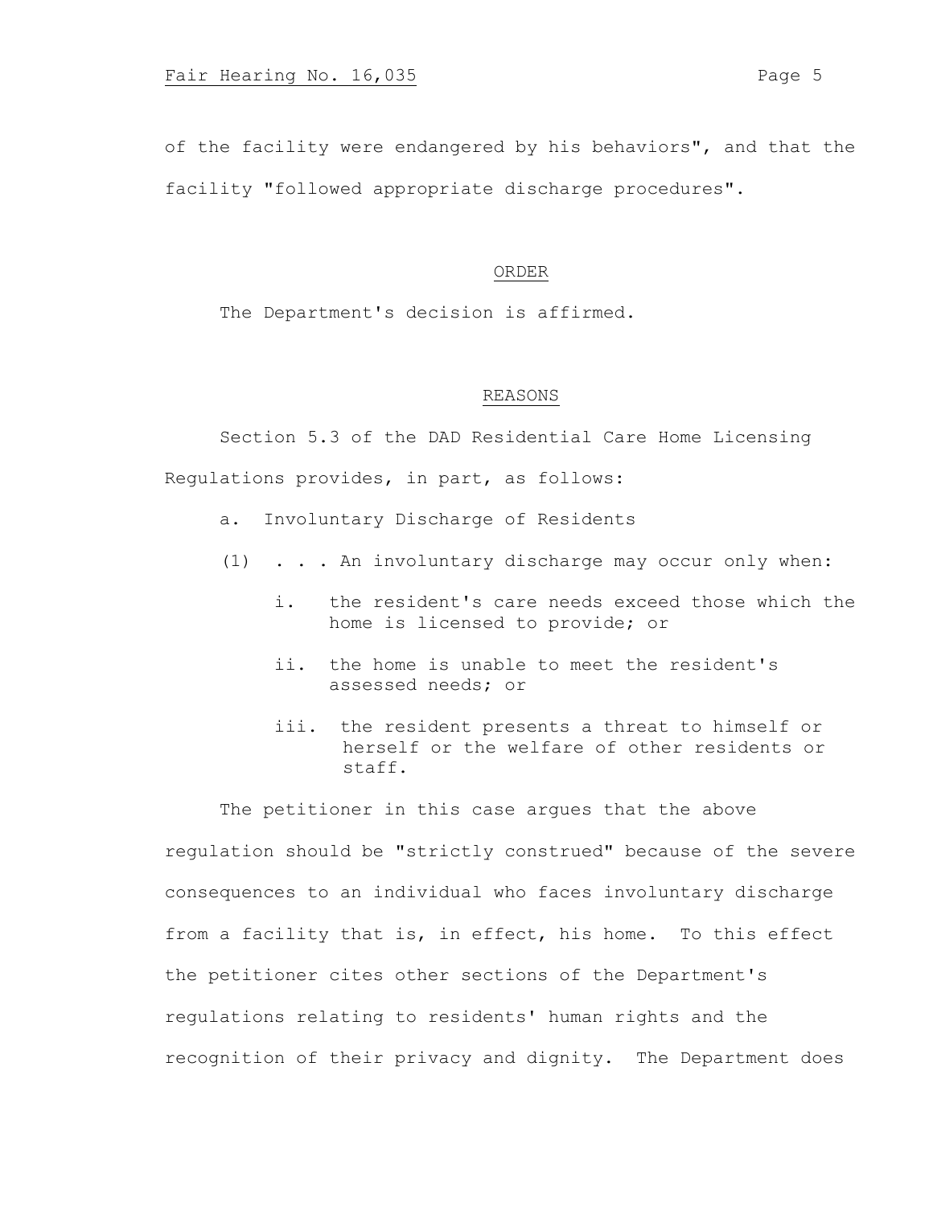of the facility were endangered by his behaviors", and that the facility "followed appropriate discharge procedures".

## ORDER

The Department's decision is affirmed.

## REASONS

Section 5.3 of the DAD Residential Care Home Licensing Regulations provides, in part, as follows:

a. Involuntary Discharge of Residents

(1) . . . An involuntary discharge may occur only when:

i. the resident's care needs exceed those which the home is licensed to provide; or

ii. the home is unable to meet the resident's assessed needs; or

iii. the resident presents a threat to himself or herself or the welfare of other residents or staff.

The petitioner in this case argues that the above regulation should be "strictly construed" because of the severe consequences to an individual who faces involuntary discharge from a facility that is, in effect, his home. To this effect the petitioner cites other sections of the Department's regulations relating to residents' human rights and the recognition of their privacy and dignity. The Department does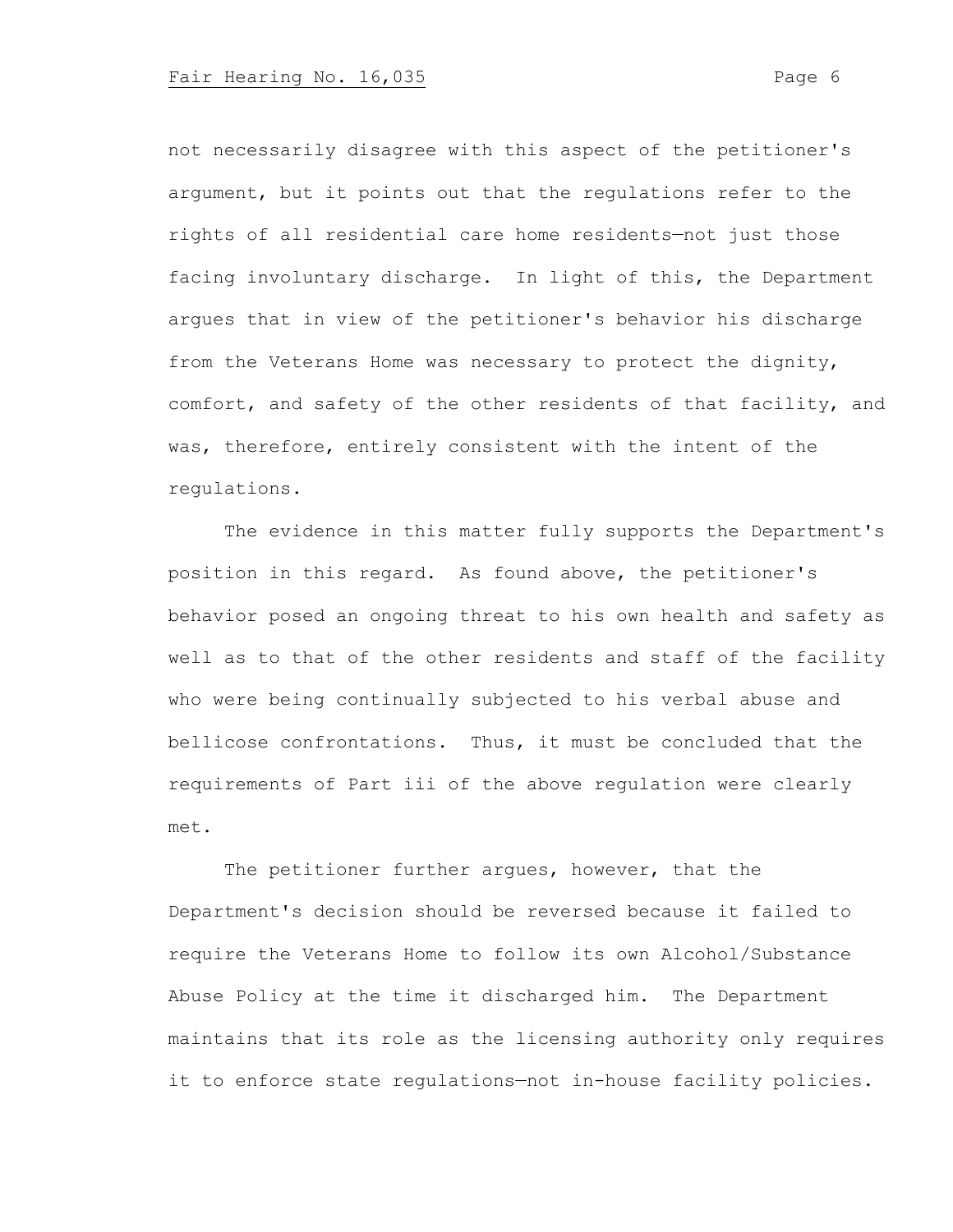not necessarily disagree with this aspect of the petitioner's argument, but it points out that the regulations refer to the rights of all residential care home residents—not just those facing involuntary discharge. In light of this, the Department argues that in view of the petitioner's behavior his discharge from the Veterans Home was necessary to protect the dignity, comfort, and safety of the other residents of that facility, and was, therefore, entirely consistent with the intent of the regulations.

The evidence in this matter fully supports the Department's position in this regard. As found above, the petitioner's behavior posed an ongoing threat to his own health and safety as well as to that of the other residents and staff of the facility who were being continually subjected to his verbal abuse and bellicose confrontations. Thus, it must be concluded that the requirements of Part iii of the above regulation were clearly met.

The petitioner further argues, however, that the Department's decision should be reversed because it failed to require the Veterans Home to follow its own Alcohol/Substance Abuse Policy at the time it discharged him. The Department maintains that its role as the licensing authority only requires it to enforce state regulations—not in-house facility policies.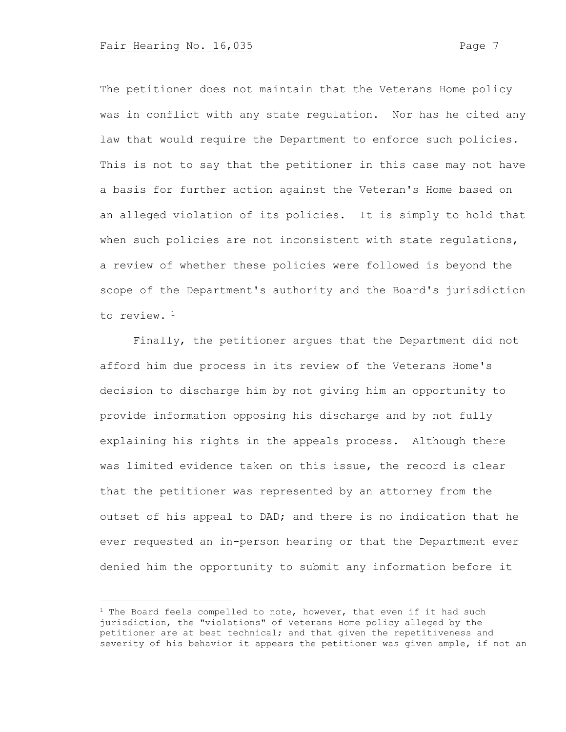The petitioner does not maintain that the Veterans Home policy was in conflict with any state regulation. Nor has he cited any law that would require the Department to enforce such policies. This is not to say that the petitioner in this case may not have a basis for further action against the Veteran's Home based on an alleged violation of its policies. It is simply to hold that when such policies are not inconsistent with state regulations, a review of whether these policies were followed is beyond the scope of the Department's authority and the Board's jurisdiction to review. [1]

Finally, the petitioner argues that the Department did not afford him due process in its review of the Veterans Home's decision to discharge him by not giving him an opportunity to provide information opposing his discharge and by not fully explaining his rights in the appeals process. Although there was limited evidence taken on this issue, the record is clear that the petitioner was represented by an attorney from the outset of his appeal to DAD; and there is no indication that he ever requested an in-person hearing or that the Department ever denied him the opportunity to submit any information before it

[1] The Board feels compelled to note, however, that even if it had such jurisdiction, the "violations" of Veterans Home policy alleged by the petitioner are at best technical; and that given the repetitiveness and severity of his behavior it appears the petitioner was given ample, if not an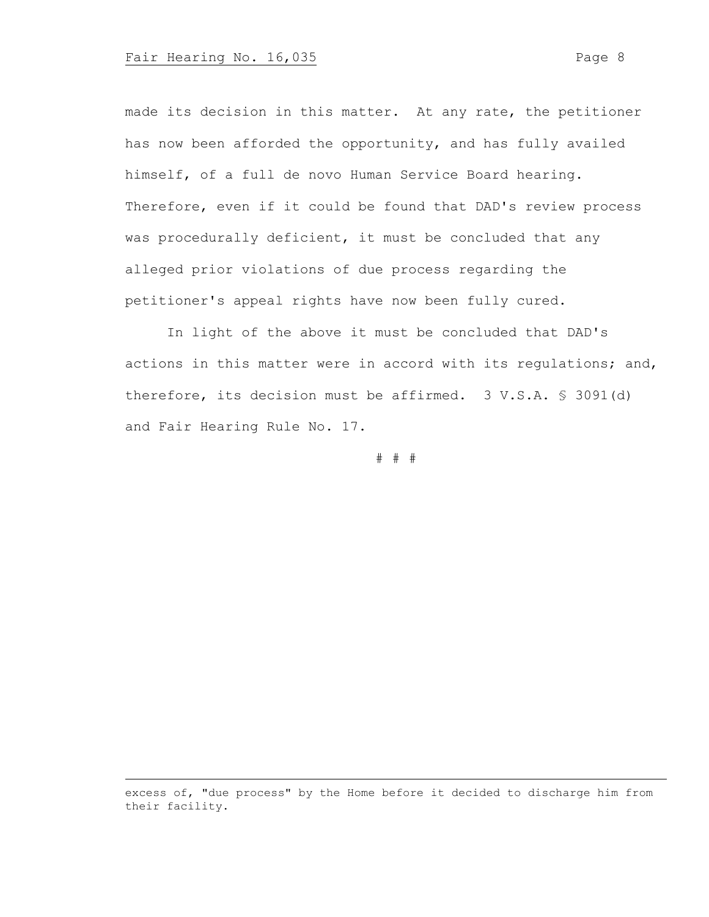made its decision in this matter. At any rate, the petitioner has now been afforded the opportunity, and has fully availed himself, of a full de novo Human Service Board hearing. Therefore, even if it could be found that DAD's review process was procedurally deficient, it must be concluded that any alleged prior violations of due process regarding the petitioner's appeal rights have now been fully cured.

In light of the above it must be concluded that DAD's actions in this matter were in accord with its regulations; and, therefore, its decision must be affirmed. 3 V.S.A. § 3091(d) and Fair Hearing Rule No. 17.

# # #

---

excess of, "due process" by the Home before it decided to discharge him from their facility.